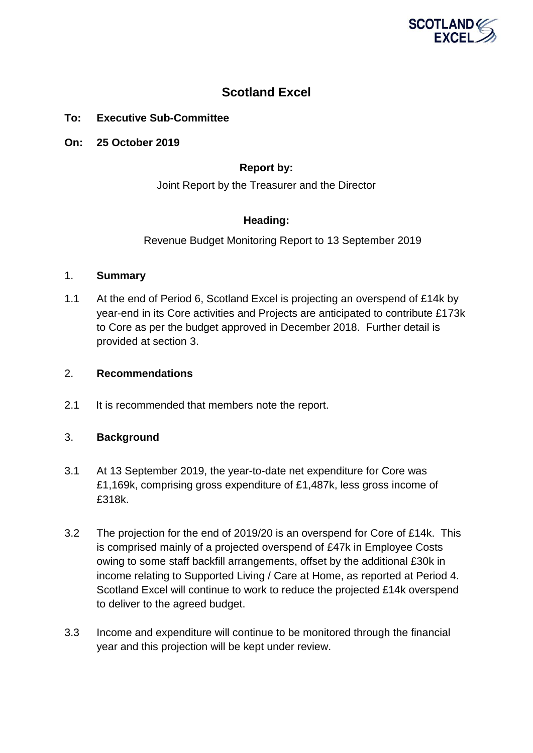# Scotland Excel

**To: Executive Sub-Committee**

**On: 25 October 2019**

**Report by:**

Joint Report by the Treasurer and the Director

**Heading:**

Revenue Budget Monitoring Report to 13 September 2019

## 1. Summary

1.1 At the end of Period 6, Scotland Excel is projecting an overspend of £14k by year-end in its Core activities and Projects are anticipated to contribute £173k to Core as per the budget approved in December 2018. Further detail is provided at section 3.

## 2. Recommendations

2.1 It is recommended that members note the report.

## 3. Background

3.1 At 13 September 2019, the year-to-date net expenditure for Core was £1,169k, comprising gross expenditure of £1,487k, less gross income of £318k.

3.2 The projection for the end of 2019/20 is an overspend for Core of £14k. This is comprised mainly of a projected overspend of £47k in Employee Costs owing to some staff backfill arrangements, offset by the additional £30k in income relating to Supported Living / Care at Home, as reported at Period 4. Scotland Excel will continue to work to reduce the projected £14k overspend to deliver to the agreed budget.

3.3 Income and expenditure will continue to be monitored through the financial year and this projection will be kept under review.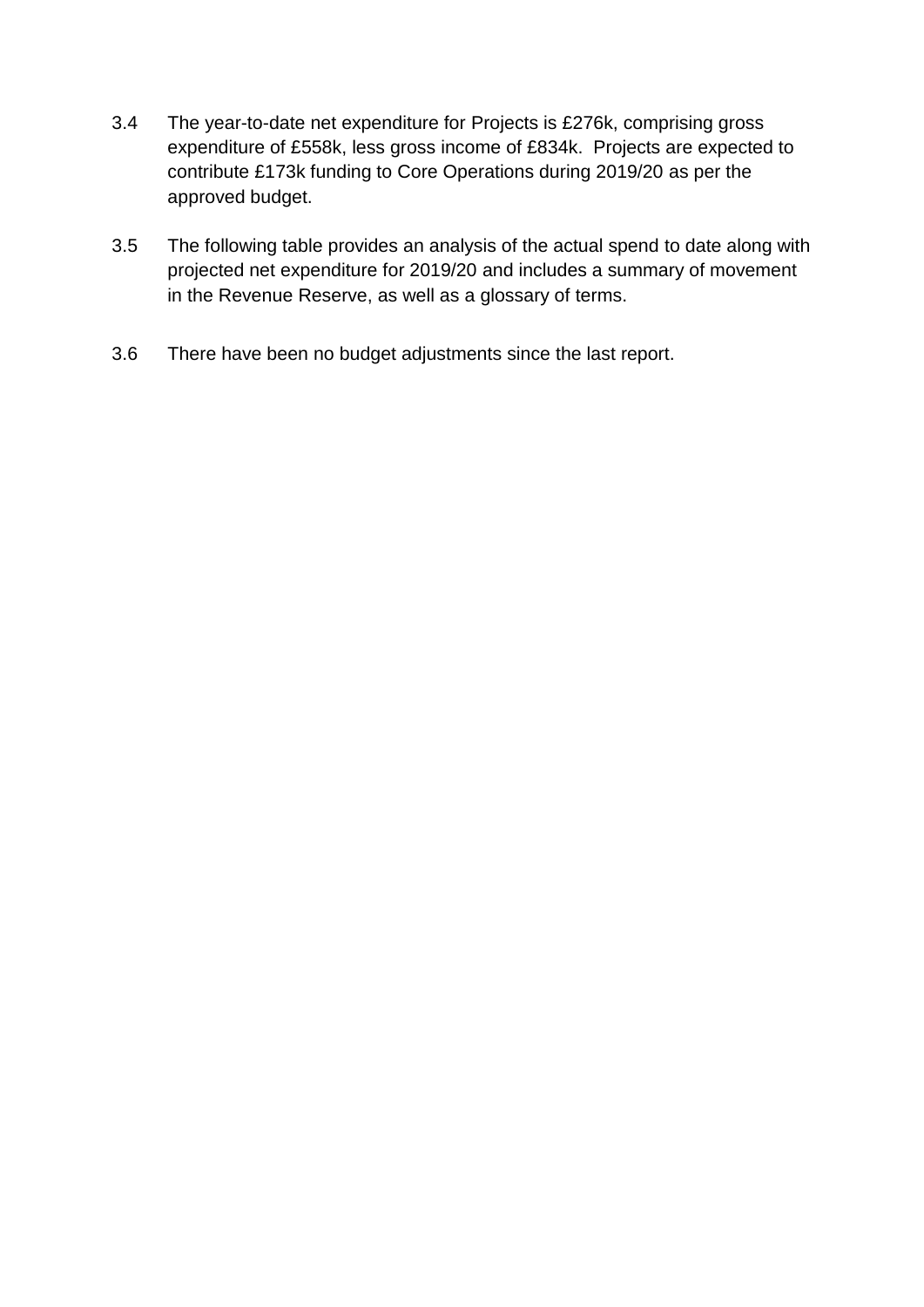3.4 The year-to-date net expenditure for Projects is £276k, comprising gross expenditure of £558k, less gross income of £834k. Projects are expected to contribute £173k funding to Core Operations during 2019/20 as per the approved budget.

3.5 The following table provides an analysis of the actual spend to date along with projected net expenditure for 2019/20 and includes a summary of movement in the Revenue Reserve, as well as a glossary of terms.

3.6 There have been no budget adjustments since the last report.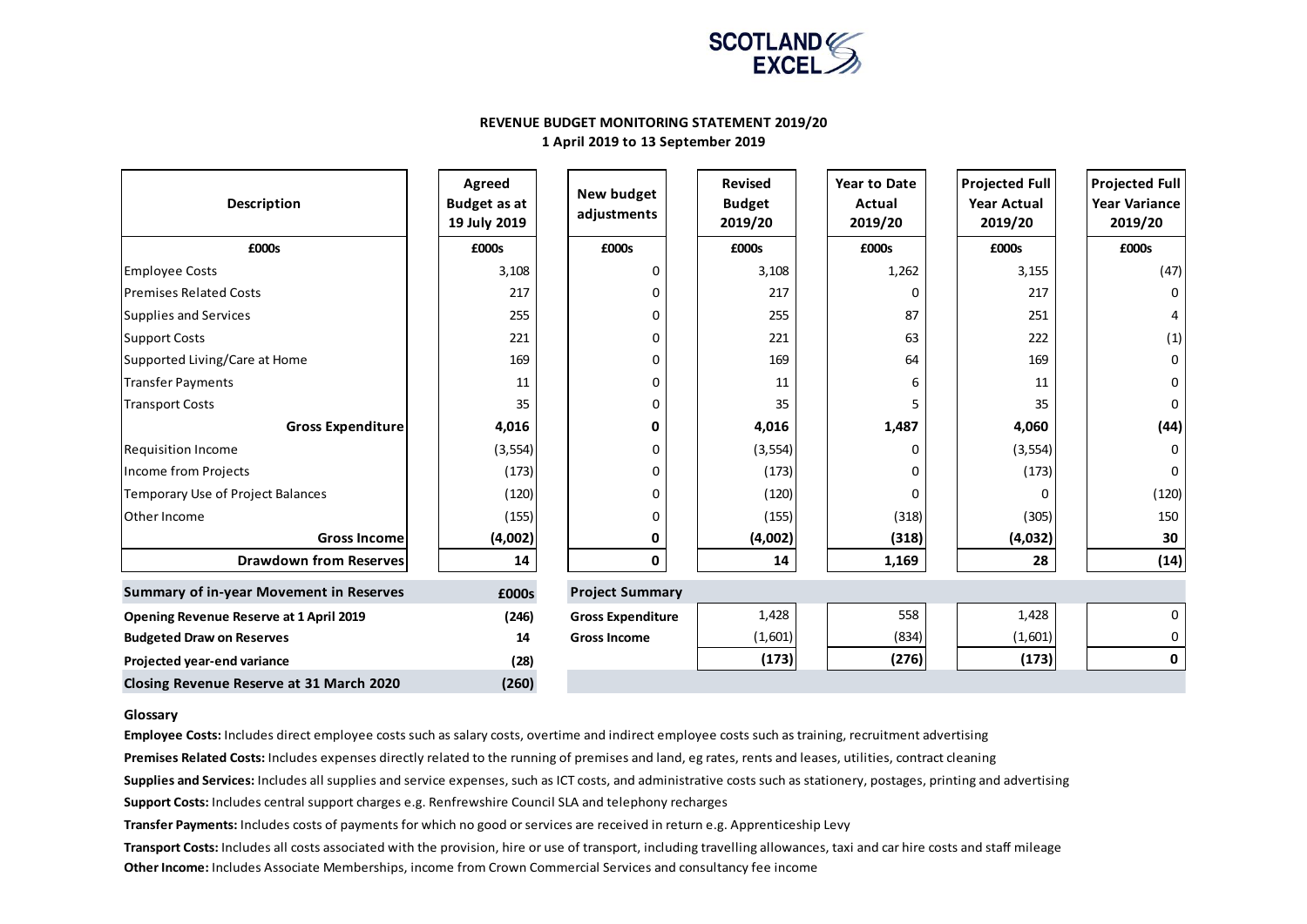SCOTLAND EXCEL

**REVENUE BUDGET MONITORING STATEMENT 2019/20**
**1 April 2019 to 13 September 2019**

| Description | Agreed Budget as at 19 July 2019 | New budget adjustments | Revised Budget 2019/20 | Year to Date Actual 2019/20 | Projected Full Year Actual 2019/20 | Projected Full Year Variance 2019/20 |
|---|---|---|---|---|---|---|
| £000s | £000s | £000s | £000s | £000s | £000s | £000s |
| Employee Costs | 3,108 | 0 | 3,108 | 1,262 | 3,155 | (47) |
| Premises Related Costs | 217 | 0 | 217 | 0 | 217 | 0 |
| Supplies and Services | 255 | 0 | 255 | 87 | 251 | 4 |
| Support Costs | 221 | 0 | 221 | 63 | 222 | (1) |
| Supported Living/Care at Home | 169 | 0 | 169 | 64 | 169 | 0 |
| Transfer Payments | 11 | 0 | 11 | 6 | 11 | 0 |
| Transport Costs | 35 | 0 | 35 | 5 | 35 | 0 |
| **Gross Expenditure** | **4,016** | **0** | **4,016** | **1,487** | **4,060** | **(44)** |
| Requisition Income | (3,554) | 0 | (3,554) | 0 | (3,554) | 0 |
| Income from Projects | (173) | 0 | (173) | 0 | (173) | 0 |
| Temporary Use of Project Balances | (120) | 0 | (120) | 0 | 0 | (120) |
| Other Income | (155) | 0 | (155) | (318) | (305) | 150 |
| **Gross Income** | **(4,002)** | **0** | **(4,002)** | **(318)** | **(4,032)** | **30** |
| **Drawdown from Reserves** | **14** | **0** | **14** | **1,169** | **28** | **(14)** |

| Summary of in-year Movement in Reserves | £000s |
|---|---|
| **Opening Revenue Reserve at 1 April 2019** | **(246)** |
| **Budgeted Draw on Reserves** | **14** |
| **Projected year-end variance** | **(28)** |
| **Closing Revenue Reserve at 31 March 2020** | **(260)** |

| Project Summary | Revised Budget 2019/20 | Year to Date Actual 2019/20 | Projected Full Year Actual 2019/20 | Projected Full Year Variance 2019/20 |
|---|---|---|---|---|
| **Gross Expenditure** | 1,428 | 558 | 1,428 | 0 |
| **Gross Income** | (1,601) | (834) | (1,601) | 0 |
| | **(173)** | **(276)** | **(173)** | **0** |

**Glossary**

**Employee Costs:** Includes direct employee costs such as salary costs, overtime and indirect employee costs such as training, recruitment advertising

**Premises Related Costs:** Includes expenses directly related to the running of premises and land, eg rates, rents and leases, utilities, contract cleaning

**Supplies and Services:** Includes all supplies and service expenses, such as ICT costs, and administrative costs such as stationery, postages, printing and advertising

**Support Costs:** Includes central support charges e.g. Renfrewshire Council SLA and telephony recharges

**Transfer Payments:** Includes costs of payments for which no good or services are received in return e.g. Apprenticeship Levy

**Transport Costs:** Includes all costs associated with the provision, hire or use of transport, including travelling allowances, taxi and car hire costs and staff mileage

**Other Income:** Includes Associate Memberships, income from Crown Commercial Services and consultancy fee income